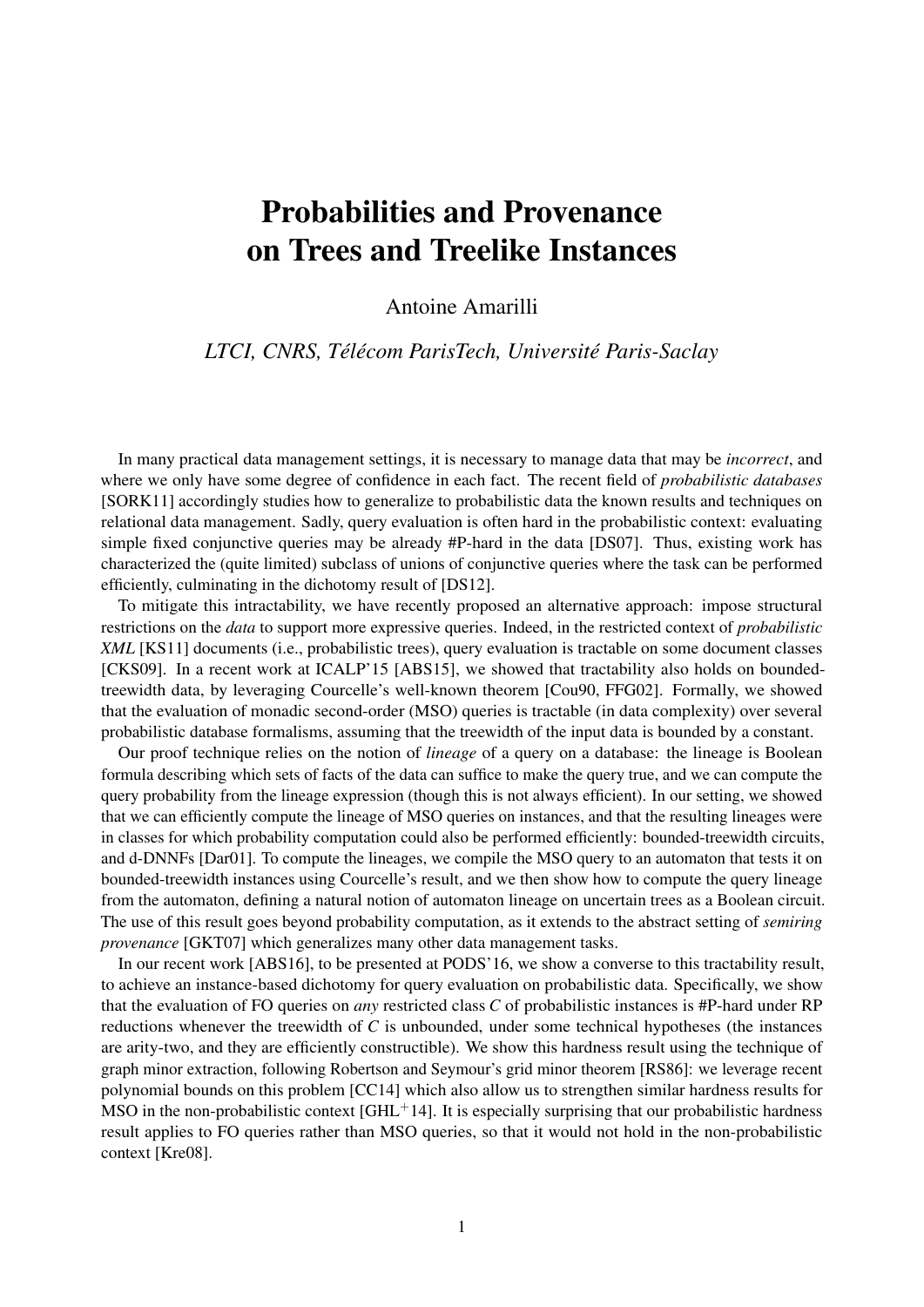# Probabilities and Provenance on Trees and Treelike Instances

Antoine Amarilli

*LTCI, CNRS, Télécom ParisTech, Université Paris-Saclay*

In many practical data management settings, it is necessary to manage data that may be *incorrect*, and where we only have some degree of confidence in each fact. The recent field of *probabilistic databases* [SORK11] accordingly studies how to generalize to probabilistic data the known results and techniques on relational data management. Sadly, query evaluation is often hard in the probabilistic context: evaluating simple fixed conjunctive queries may be already #P-hard in the data [DS07]. Thus, existing work has characterized the (quite limited) subclass of unions of conjunctive queries where the task can be performed efficiently, culminating in the dichotomy result of [DS12].

To mitigate this intractability, we have recently proposed an alternative approach: impose structural restrictions on the *data* to support more expressive queries. Indeed, in the restricted context of *probabilistic XML* [KS11] documents (i.e., probabilistic trees), query evaluation is tractable on some document classes [CKS09]. In a recent work at ICALP'15 [ABS15], we showed that tractability also holds on bounded-treewidth data, by leveraging Courcelle's well-known theorem [Cou90, FFG02]. Formally, we showed that the evaluation of monadic second-order (MSO) queries is tractable (in data complexity) over several probabilistic database formalisms, assuming that the treewidth of the input data is bounded by a constant.

Our proof technique relies on the notion of *lineage* of a query on a database: the lineage is Boolean formula describing which sets of facts of the data can suffice to make the query true, and we can compute the query probability from the lineage expression (though this is not always efficient). In our setting, we showed that we can efficiently compute the lineage of MSO queries on instances, and that the resulting lineages were in classes for which probability computation could also be performed efficiently: bounded-treewidth circuits, and d-DNNFs [Dar01]. To compute the lineages, we compile the MSO query to an automaton that tests it on bounded-treewidth instances using Courcelle's result, and we then show how to compute the query lineage from the automaton, defining a natural notion of automaton lineage on uncertain trees as a Boolean circuit. The use of this result goes beyond probability computation, as it extends to the abstract setting of *semiring provenance* [GKT07] which generalizes many other data management tasks.

In our recent work [ABS16], to be presented at PODS'16, we show a converse to this tractability result, to achieve an instance-based dichotomy for query evaluation on probabilistic data. Specifically, we show that the evaluation of FO queries on *any* restricted class $C$ of probabilistic instances is #P-hard under RP reductions whenever the treewidth of $C$ is unbounded, under some technical hypotheses (the instances are arity-two, and they are efficiently constructible). We show this hardness result using the technique of graph minor extraction, following Robertson and Seymour's grid minor theorem [RS86]: we leverage recent polynomial bounds on this problem [CC14] which also allow us to strengthen similar hardness results for MSO in the non-probabilistic context [GHL[+]14]. It is especially surprising that our probabilistic hardness result applies to FO queries rather than MSO queries, so that it would not hold in the non-probabilistic context [Kre08].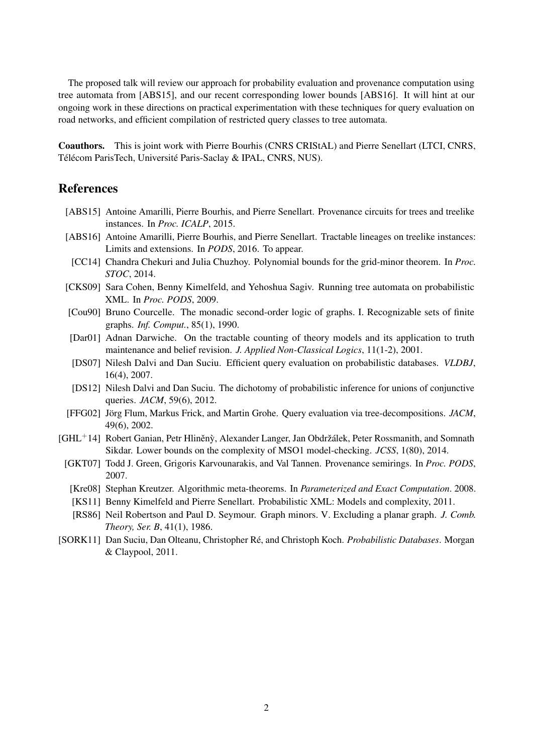The proposed talk will review our approach for probability evaluation and provenance computation using tree automata from [ABS15], and our recent corresponding lower bounds [ABS16]. It will hint at our ongoing work in these directions on practical experimentation with these techniques for query evaluation on road networks, and efficient compilation of restricted query classes to tree automata.

**Coauthors.** This is joint work with Pierre Bourhis (CNRS CRIStAL) and Pierre Senellart (LTCI, CNRS, Télécom ParisTech, Université Paris-Saclay & IPAL, CNRS, NUS).

## References

- [ABS15] Antoine Amarilli, Pierre Bourhis, and Pierre Senellart. Provenance circuits for trees and treelike instances. In *Proc. ICALP*, 2015.
- [ABS16] Antoine Amarilli, Pierre Bourhis, and Pierre Senellart. Tractable lineages on treelike instances: Limits and extensions. In *PODS*, 2016. To appear.
- [CC14] Chandra Chekuri and Julia Chuzhoy. Polynomial bounds for the grid-minor theorem. In *Proc. STOC*, 2014.
- [CKS09] Sara Cohen, Benny Kimelfeld, and Yehoshua Sagiv. Running tree automata on probabilistic XML. In *Proc. PODS*, 2009.
- [Cou90] Bruno Courcelle. The monadic second-order logic of graphs. I. Recognizable sets of finite graphs. *Inf. Comput.*, 85(1), 1990.
- [Dar01] Adnan Darwiche. On the tractable counting of theory models and its application to truth maintenance and belief revision. *J. Applied Non-Classical Logics*, 11(1-2), 2001.
- [DS07] Nilesh Dalvi and Dan Suciu. Efficient query evaluation on probabilistic databases. *VLDBJ*, 16(4), 2007.
- [DS12] Nilesh Dalvi and Dan Suciu. The dichotomy of probabilistic inference for unions of conjunctive queries. *JACM*, 59(6), 2012.
- [FFG02] Jörg Flum, Markus Frick, and Martin Grohe. Query evaluation via tree-decompositions. *JACM*, 49(6), 2002.
- [GHL+14] Robert Ganian, Petr Hliněný, Alexander Langer, Jan Obdržálek, Peter Rossmanith, and Somnath Sikdar. Lower bounds on the complexity of MSO1 model-checking. *JCSS*, 1(80), 2014.
- [GKT07] Todd J. Green, Grigoris Karvounarakis, and Val Tannen. Provenance semirings. In *Proc. PODS*, 2007.
- [Kre08] Stephan Kreutzer. Algorithmic meta-theorems. In *Parameterized and Exact Computation*. 2008.
- [KS11] Benny Kimelfeld and Pierre Senellart. Probabilistic XML: Models and complexity, 2011.
- [RS86] Neil Robertson and Paul D. Seymour. Graph minors. V. Excluding a planar graph. *J. Comb. Theory, Ser. B*, 41(1), 1986.
- [SORK11] Dan Suciu, Dan Olteanu, Christopher Ré, and Christoph Koch. *Probabilistic Databases*. Morgan & Claypool, 2011.